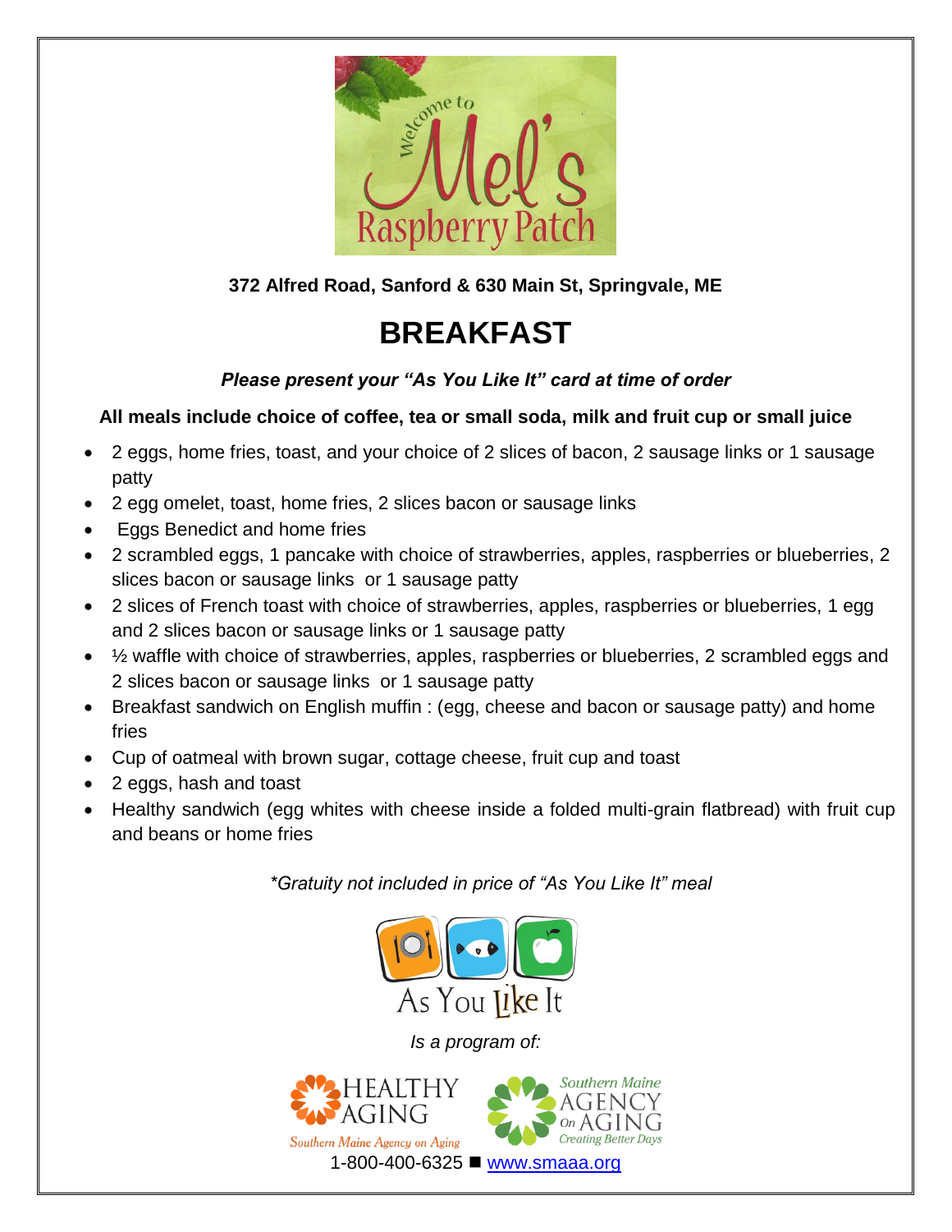Welcome to Mel's Raspberry Patch

**372 Alfred Road, Sanford & 630 Main St, Springvale, ME**

# BREAKFAST

***Please present your "As You Like It" card at time of order***

**All meals include choice of coffee, tea or small soda, milk and fruit cup or small juice**

- 2 eggs, home fries, toast, and your choice of 2 slices of bacon, 2 sausage links or 1 sausage patty
- 2 egg omelet, toast, home fries, 2 slices bacon or sausage links
- Eggs Benedict and home fries
- 2 scrambled eggs, 1 pancake with choice of strawberries, apples, raspberries or blueberries, 2 slices bacon or sausage links or 1 sausage patty
- 2 slices of French toast with choice of strawberries, apples, raspberries or blueberries, 1 egg and 2 slices bacon or sausage links or 1 sausage patty
- ½ waffle with choice of strawberries, apples, raspberries or blueberries, 2 scrambled eggs and 2 slices bacon or sausage links or 1 sausage patty
- Breakfast sandwich on English muffin : (egg, cheese and bacon or sausage patty) and home fries
- Cup of oatmeal with brown sugar, cottage cheese, fruit cup and toast
- 2 eggs, hash and toast
- Healthy sandwich (egg whites with cheese inside a folded multi-grain flatbread) with fruit cup and beans or home fries

*\*Gratuity not included in price of "As You Like It" meal*

As You Like It

*Is a program of:*

HEALTHY AGING
Southern Maine Agency on Aging

Southern Maine AGENCY On AGING
Creating Better Days

1-800-400-6325 ■ www.smaaa.org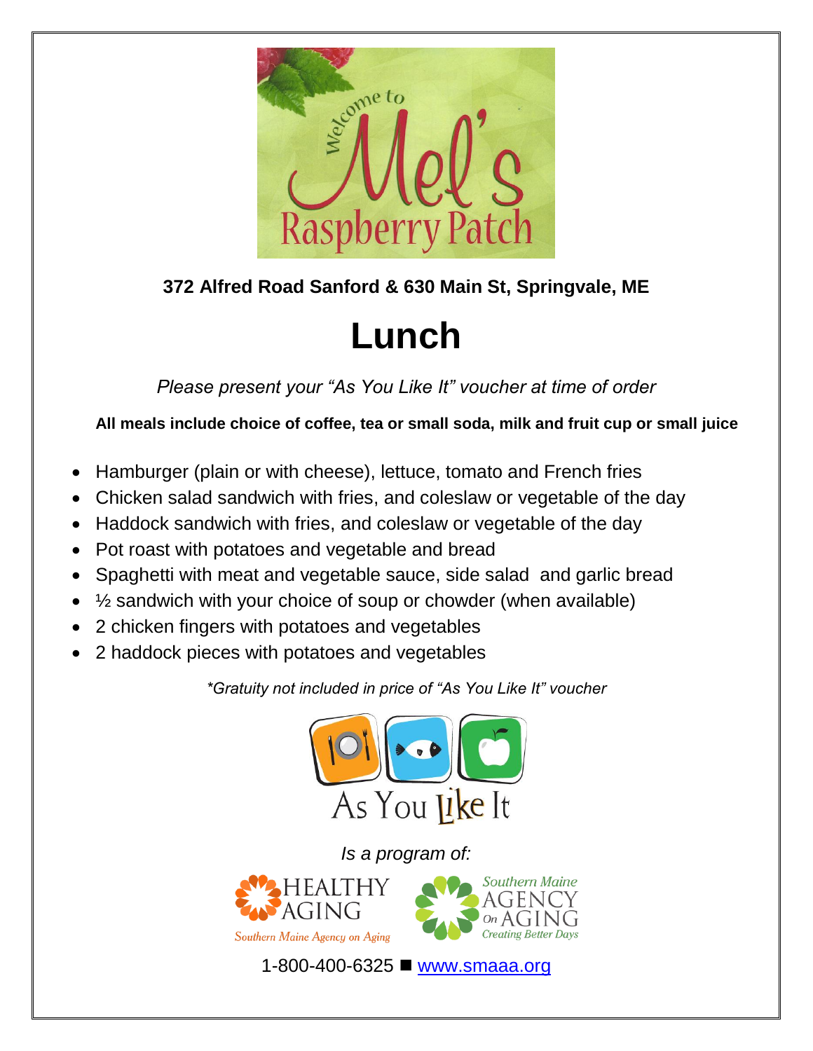Welcome to Mel's Raspberry Patch

**372 Alfred Road Sanford & 630 Main St, Springvale, ME**

# Lunch

*Please present your "As You Like It" voucher at time of order*

**All meals include choice of coffee, tea or small soda, milk and fruit cup or small juice**

- Hamburger (plain or with cheese), lettuce, tomato and French fries
- Chicken salad sandwich with fries, and coleslaw or vegetable of the day
- Haddock sandwich with fries, and coleslaw or vegetable of the day
- Pot roast with potatoes and vegetable and bread
- Spaghetti with meat and vegetable sauce, side salad and garlic bread
- ½ sandwich with your choice of soup or chowder (when available)
- 2 chicken fingers with potatoes and vegetables
- 2 haddock pieces with potatoes and vegetables

*\*Gratuity not included in price of "As You Like It" voucher*

As You Like It

*Is a program of:*

HEALTHY AGING
Southern Maine Agency on Aging

Southern Maine AGENCY On AGING
Creating Better Days

1-800-400-6325 ■ www.smaaa.org